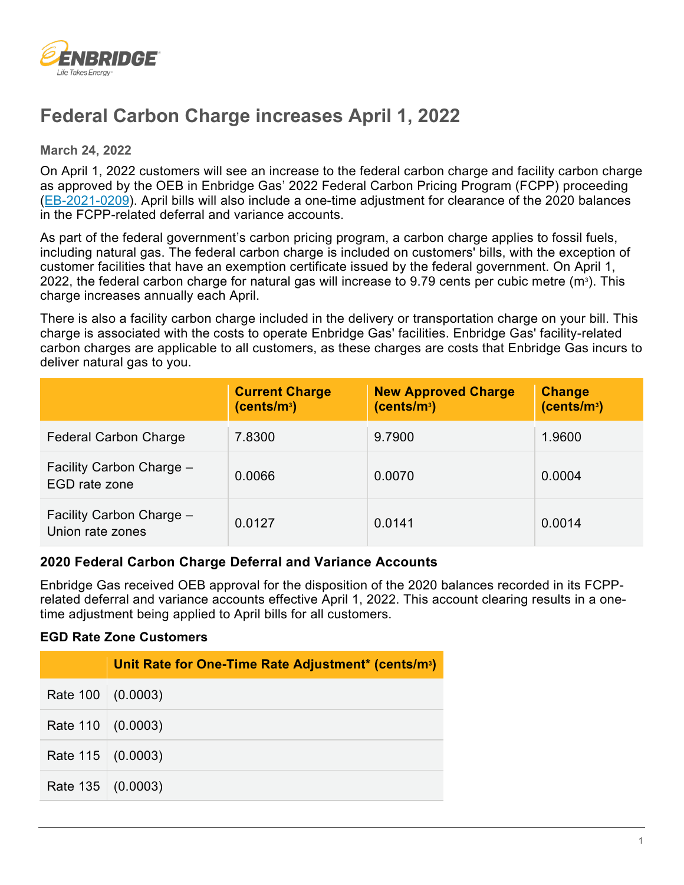# Federal Carbon Charge increases April 1, 2022

**March 24, 2022**

On April 1, 2022 customers will see an increase to the federal carbon charge and facility carbon charge as approved by the OEB in Enbridge Gas' 2022 Federal Carbon Pricing Program (FCPP) proceeding (EB-2021-0209). April bills will also include a one-time adjustment for clearance of the 2020 balances in the FCPP-related deferral and variance accounts.

As part of the federal government's carbon pricing program, a carbon charge applies to fossil fuels, including natural gas. The federal carbon charge is included on customers' bills, with the exception of customer facilities that have an exemption certificate issued by the federal government. On April 1, 2022, the federal carbon charge for natural gas will increase to 9.79 cents per cubic metre ($m^3$). This charge increases annually each April.

There is also a facility carbon charge included in the delivery or transportation charge on your bill. This charge is associated with the costs to operate Enbridge Gas' facilities. Enbridge Gas' facility-related carbon charges are applicable to all customers, as these charges are costs that Enbridge Gas incurs to deliver natural gas to you.

| | Current Charge (cents/$m^3$) | New Approved Charge (cents/$m^3$) | Change (cents/$m^3$) |
|---|---|---|---|
| Federal Carbon Charge | 7.8300 | 9.7900 | 1.9600 |
| Facility Carbon Charge – EGD rate zone | 0.0066 | 0.0070 | 0.0004 |
| Facility Carbon Charge – Union rate zones | 0.0127 | 0.0141 | 0.0014 |

### 2020 Federal Carbon Charge Deferral and Variance Accounts

Enbridge Gas received OEB approval for the disposition of the 2020 balances recorded in its FCPP-related deferral and variance accounts effective April 1, 2022. This account clearing results in a one-time adjustment being applied to April bills for all customers.

#### EGD Rate Zone Customers

| | Unit Rate for One-Time Rate Adjustment* (cents/$m^3$) |
|---|---|
| Rate 100 | (0.0003) |
| Rate 110 | (0.0003) |
| Rate 115 | (0.0003) |
| Rate 135 | (0.0003) |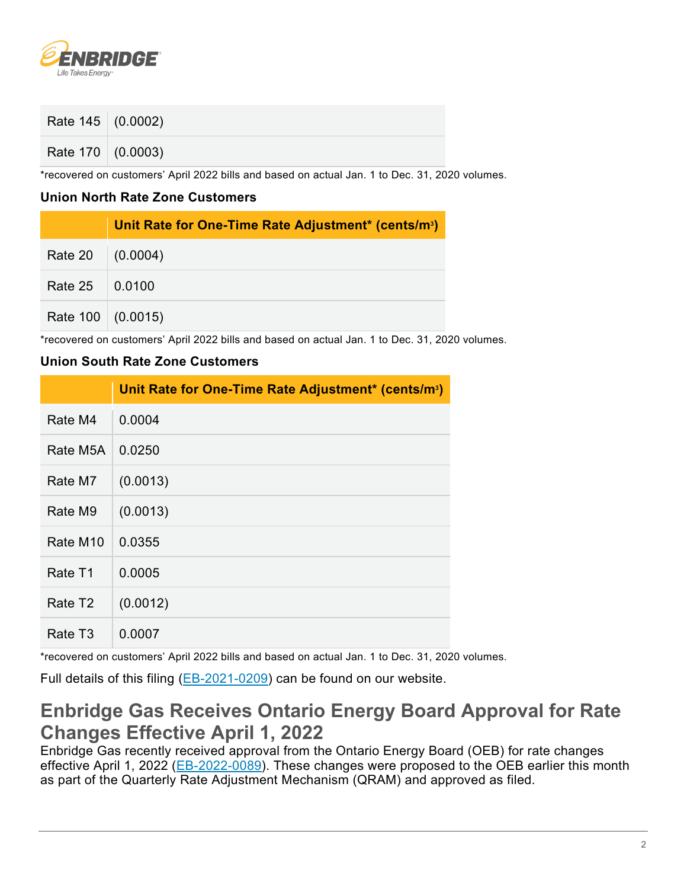| | |
|---|---|
| Rate 145 | (0.0002) |
| Rate 170 | (0.0003) |

*recovered on customers' April 2022 bills and based on actual Jan. 1 to Dec. 31, 2020 volumes.

**Union North Rate Zone Customers**

| | Unit Rate for One-Time Rate Adjustment* (cents/m³) |
|---|---|
| Rate 20 | (0.0004) |
| Rate 25 | 0.0100 |
| Rate 100 | (0.0015) |

*recovered on customers' April 2022 bills and based on actual Jan. 1 to Dec. 31, 2020 volumes.

**Union South Rate Zone Customers**

| | Unit Rate for One-Time Rate Adjustment* (cents/m³) |
|---|---|
| Rate M4 | 0.0004 |
| Rate M5A | 0.0250 |
| Rate M7 | (0.0013) |
| Rate M9 | (0.0013) |
| Rate M10 | 0.0355 |
| Rate T1 | 0.0005 |
| Rate T2 | (0.0012) |
| Rate T3 | 0.0007 |

*recovered on customers' April 2022 bills and based on actual Jan. 1 to Dec. 31, 2020 volumes.

Full details of this filing (EB-2021-0209) can be found on our website.

## Enbridge Gas Receives Ontario Energy Board Approval for Rate Changes Effective April 1, 2022

Enbridge Gas recently received approval from the Ontario Energy Board (OEB) for rate changes effective April 1, 2022 (EB-2022-0089). These changes were proposed to the OEB earlier this month as part of the Quarterly Rate Adjustment Mechanism (QRAM) and approved as filed.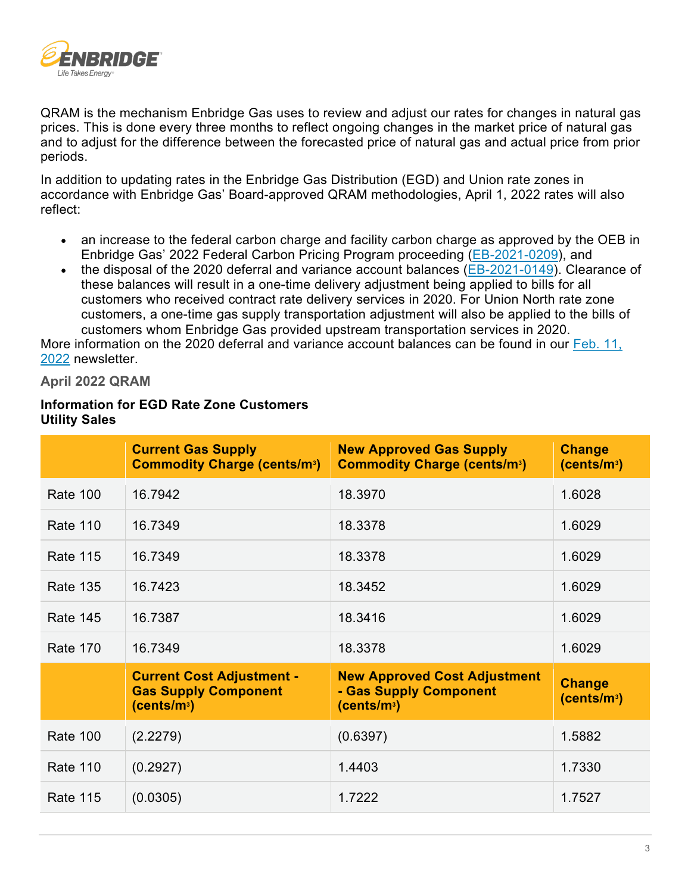QRAM is the mechanism Enbridge Gas uses to review and adjust our rates for changes in natural gas prices. This is done every three months to reflect ongoing changes in the market price of natural gas and to adjust for the difference between the forecasted price of natural gas and actual price from prior periods.

In addition to updating rates in the Enbridge Gas Distribution (EGD) and Union rate zones in accordance with Enbridge Gas' Board-approved QRAM methodologies, April 1, 2022 rates will also reflect:

- an increase to the federal carbon charge and facility carbon charge as approved by the OEB in Enbridge Gas' 2022 Federal Carbon Pricing Program proceeding (EB-2021-0209), and
- the disposal of the 2020 deferral and variance account balances (EB-2021-0149). Clearance of these balances will result in a one-time delivery adjustment being applied to bills for all customers who received contract rate delivery services in 2020. For Union North rate zone customers, a one-time gas supply transportation adjustment will also be applied to the bills of customers whom Enbridge Gas provided upstream transportation services in 2020.

More information on the 2020 deferral and variance account balances can be found in our Feb. 11, 2022 newsletter.

### April 2022 QRAM

**Information for EGD Rate Zone Customers**
**Utility Sales**

| | Current Gas Supply Commodity Charge (cents/m³) | New Approved Gas Supply Commodity Charge (cents/m³) | Change (cents/m³) |
|---|---|---|---|
| Rate 100 | 16.7942 | 18.3970 | 1.6028 |
| Rate 110 | 16.7349 | 18.3378 | 1.6029 |
| Rate 115 | 16.7349 | 18.3378 | 1.6029 |
| Rate 135 | 16.7423 | 18.3452 | 1.6029 |
| Rate 145 | 16.7387 | 18.3416 | 1.6029 |
| Rate 170 | 16.7349 | 18.3378 | 1.6029 |
| | **Current Cost Adjustment - Gas Supply Component (cents/m³)** | **New Approved Cost Adjustment - Gas Supply Component (cents/m³)** | **Change (cents/m³)** |
| Rate 100 | (2.2279) | (0.6397) | 1.5882 |
| Rate 110 | (0.2927) | 1.4403 | 1.7330 |
| Rate 115 | (0.0305) | 1.7222 | 1.7527 |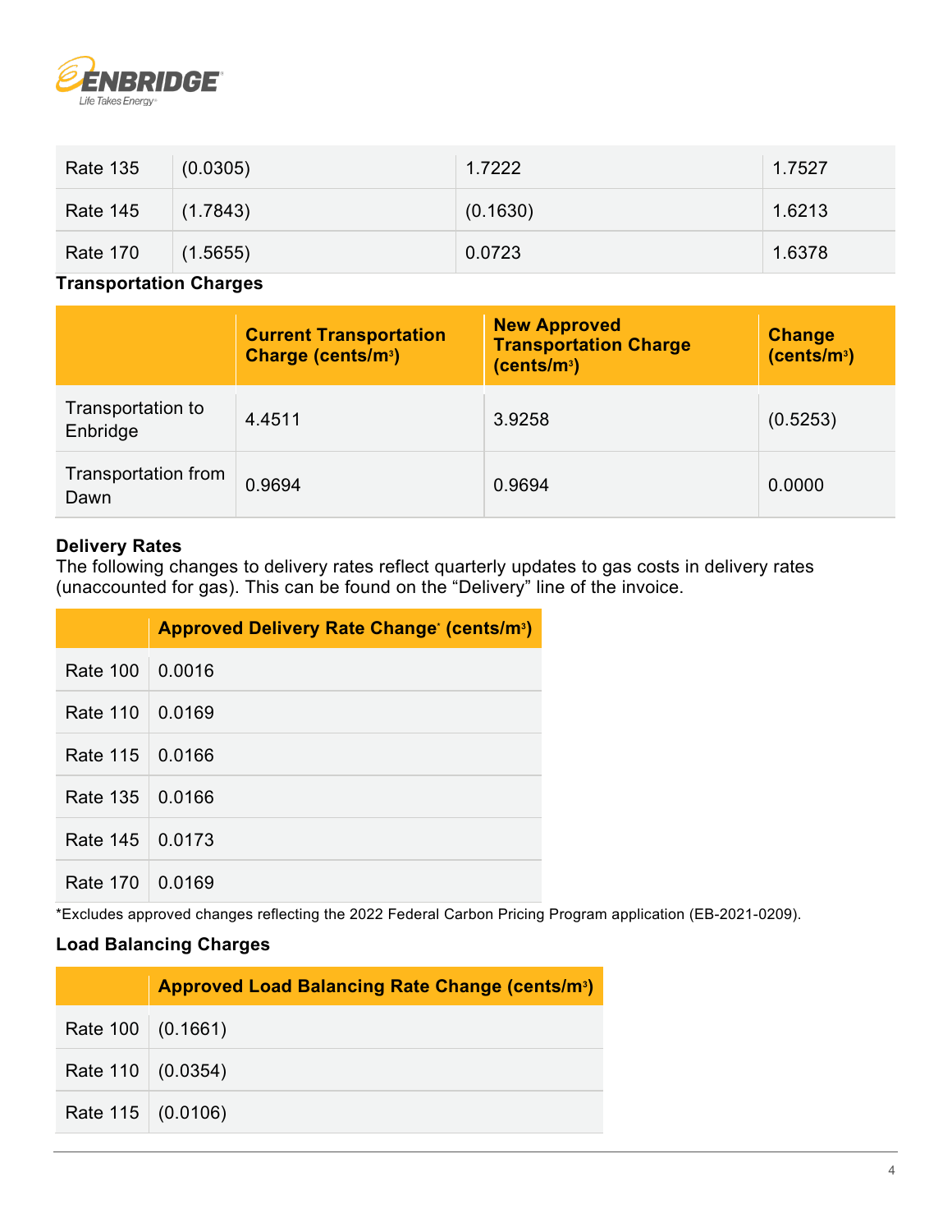| | | | |
|---|---|---|---|
| Rate 135 | (0.0305) | 1.7222 | 1.7527 |
| Rate 145 | (1.7843) | (0.1630) | 1.6213 |
| Rate 170 | (1.5655) | 0.0723 | 1.6378 |

**Transportation Charges**

| | Current Transportation Charge (cents/m³) | New Approved Transportation Charge (cents/m³) | Change (cents/m³) |
|---|---|---|---|
| Transportation to Enbridge | 4.4511 | 3.9258 | (0.5253) |
| Transportation from Dawn | 0.9694 | 0.9694 | 0.0000 |

**Delivery Rates**

The following changes to delivery rates reflect quarterly updates to gas costs in delivery rates (unaccounted for gas). This can be found on the "Delivery" line of the invoice.

| | Approved Delivery Rate Change* (cents/m³) |
|---|---|
| Rate 100 | 0.0016 |
| Rate 110 | 0.0169 |
| Rate 115 | 0.0166 |
| Rate 135 | 0.0166 |
| Rate 145 | 0.0173 |
| Rate 170 | 0.0169 |

*Excludes approved changes reflecting the 2022 Federal Carbon Pricing Program application (EB-2021-0209).

**Load Balancing Charges**

| | Approved Load Balancing Rate Change (cents/m³) |
|---|---|
| Rate 100 | (0.1661) |
| Rate 110 | (0.0354) |
| Rate 115 | (0.0106) |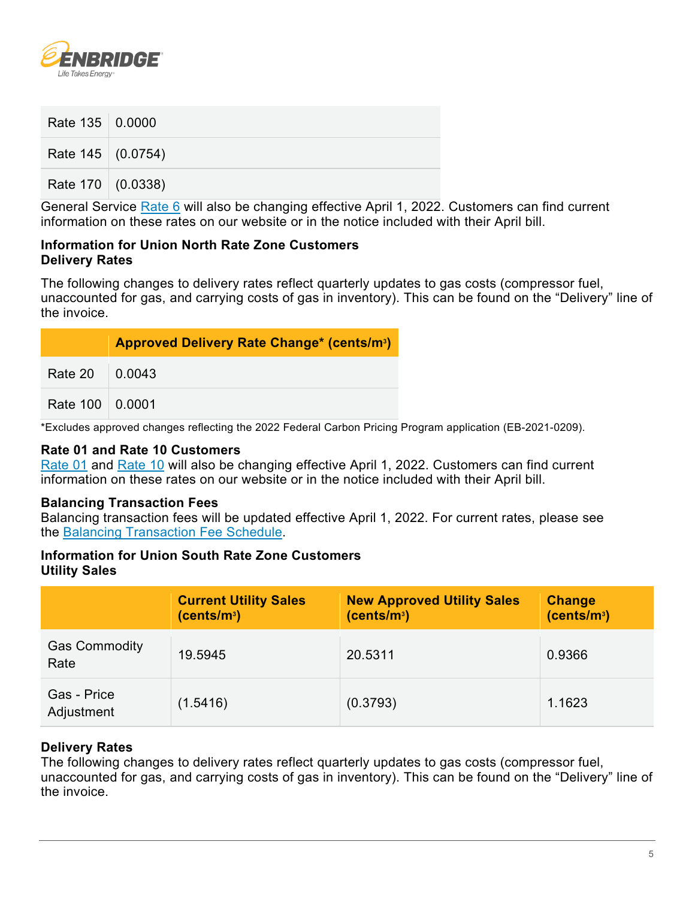| | |
|---|---|
| Rate 135 | 0.0000 |
| Rate 145 | (0.0754) |
| Rate 170 | (0.0338) |

General Service Rate 6 will also be changing effective April 1, 2022. Customers can find current information on these rates on our website or in the notice included with their April bill.

**Information for Union North Rate Zone Customers**
**Delivery Rates**

The following changes to delivery rates reflect quarterly updates to gas costs (compressor fuel, unaccounted for gas, and carrying costs of gas in inventory). This can be found on the "Delivery" line of the invoice.

| | Approved Delivery Rate Change* (cents/m³) |
|---|---|
| Rate 20 | 0.0043 |
| Rate 100 | 0.0001 |

*Excludes approved changes reflecting the 2022 Federal Carbon Pricing Program application (EB-2021-0209).

**Rate 01 and Rate 10 Customers**
Rate 01 and Rate 10 will also be changing effective April 1, 2022. Customers can find current information on these rates on our website or in the notice included with their April bill.

**Balancing Transaction Fees**
Balancing transaction fees will be updated effective April 1, 2022. For current rates, please see the Balancing Transaction Fee Schedule.

**Information for Union South Rate Zone Customers**
**Utility Sales**

| | Current Utility Sales (cents/m³) | New Approved Utility Sales (cents/m³) | Change (cents/m³) |
|---|---|---|---|
| Gas Commodity Rate | 19.5945 | 20.5311 | 0.9366 |
| Gas - Price Adjustment | (1.5416) | (0.3793) | 1.1623 |

**Delivery Rates**
The following changes to delivery rates reflect quarterly updates to gas costs (compressor fuel, unaccounted for gas, and carrying costs of gas in inventory). This can be found on the "Delivery" line of the invoice.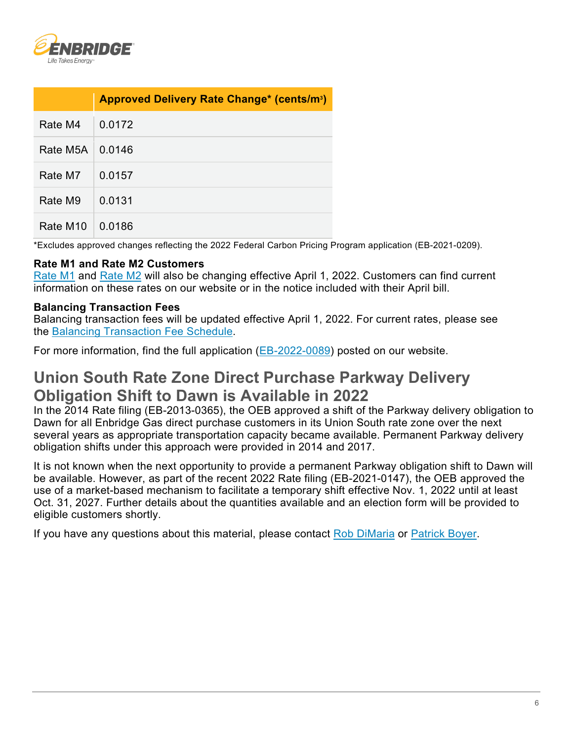| | Approved Delivery Rate Change* (cents/$m^3$) |
|---|---|
| Rate M4 | 0.0172 |
| Rate M5A | 0.0146 |
| Rate M7 | 0.0157 |
| Rate M9 | 0.0131 |
| Rate M10 | 0.0186 |

*Excludes approved changes reflecting the 2022 Federal Carbon Pricing Program application (EB-2021-0209).

**Rate M1 and Rate M2 Customers**
Rate M1 and Rate M2 will also be changing effective April 1, 2022. Customers can find current information on these rates on our website or in the notice included with their April bill.

**Balancing Transaction Fees**
Balancing transaction fees will be updated effective April 1, 2022. For current rates, please see the Balancing Transaction Fee Schedule.

For more information, find the full application (EB-2022-0089) posted on our website.

## Union South Rate Zone Direct Purchase Parkway Delivery Obligation Shift to Dawn is Available in 2022

In the 2014 Rate filing (EB-2013-0365), the OEB approved a shift of the Parkway delivery obligation to Dawn for all Enbridge Gas direct purchase customers in its Union South rate zone over the next several years as appropriate transportation capacity became available. Permanent Parkway delivery obligation shifts under this approach were provided in 2014 and 2017.

It is not known when the next opportunity to provide a permanent Parkway obligation shift to Dawn will be available. However, as part of the recent 2022 Rate filing (EB-2021-0147), the OEB approved the use of a market-based mechanism to facilitate a temporary shift effective Nov. 1, 2022 until at least Oct. 31, 2027. Further details about the quantities available and an election form will be provided to eligible customers shortly.

If you have any questions about this material, please contact Rob DiMaria or Patrick Boyer.